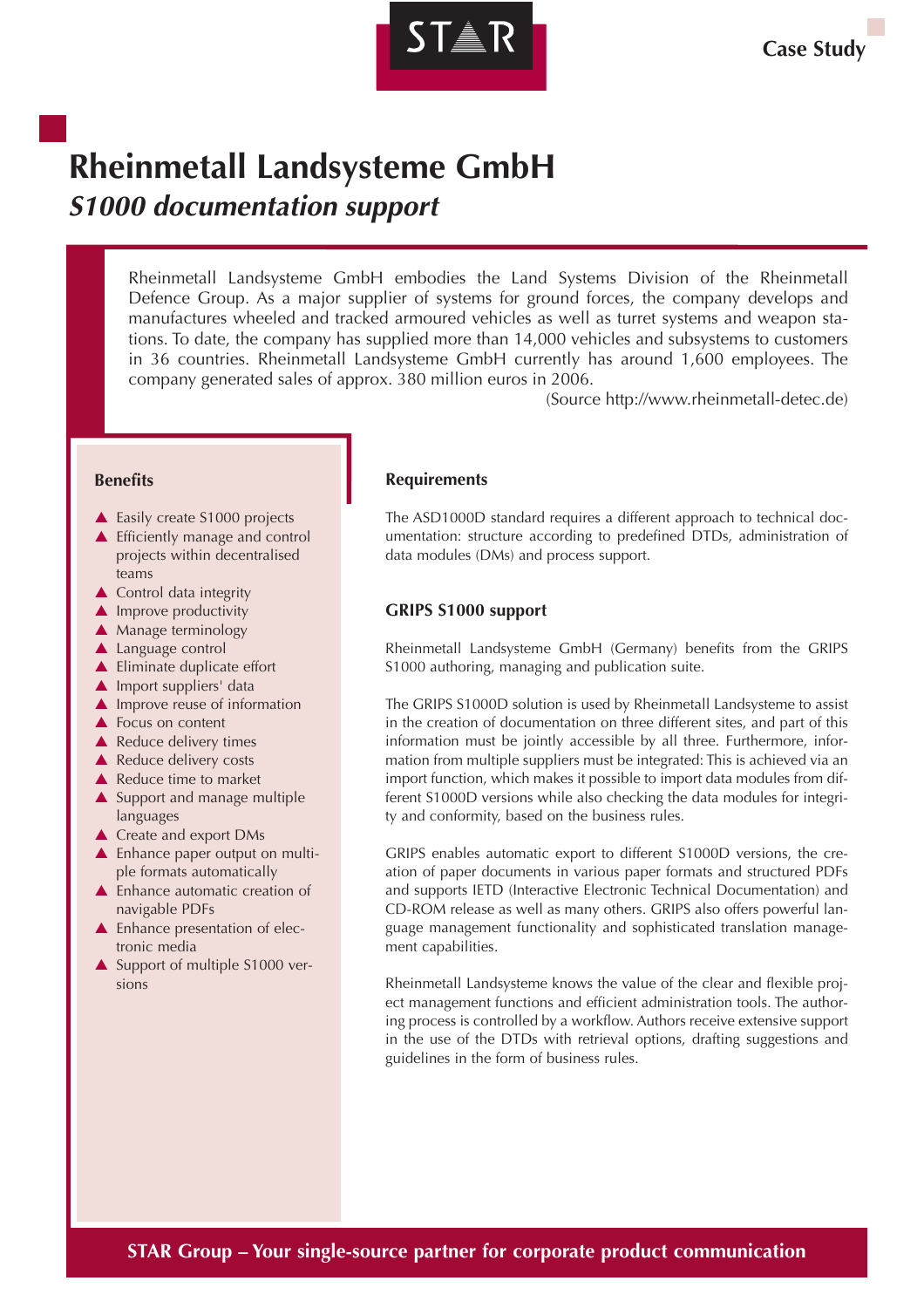# Rheinmetall Landsysteme GmbH

## *S1000 documentation support*

Rheinmetall Landsysteme GmbH embodies the Land Systems Division of the Rheinmetall Defence Group. As a major supplier of systems for ground forces, the company develops and manufactures wheeled and tracked armoured vehicles as well as turret systems and weapon stations. To date, the company has supplied more than 14,000 vehicles and subsystems to customers in 36 countries. Rheinmetall Landsysteme GmbH currently has around 1,600 employees. The company generated sales of approx. 380 million euros in 2006.

(Source http://www.rheinmetall-detec.de)

### Benefits

- Easily create S1000 projects
- Efficiently manage and control projects within decentralised teams
- Control data integrity
- Improve productivity
- Manage terminology
- Language control
- Eliminate duplicate effort
- Import suppliers' data
- Improve reuse of information
- Focus on content
- Reduce delivery times
- Reduce delivery costs
- Reduce time to market
- Support and manage multiple languages
- Create and export DMs
- Enhance paper output on multiple formats automatically
- Enhance automatic creation of navigable PDFs
- Enhance presentation of electronic media
- Support of multiple S1000 versions

### Requirements

The ASD1000D standard requires a different approach to technical documentation: structure according to predefined DTDs, administration of data modules (DMs) and process support.

### GRIPS S1000 support

Rheinmetall Landsysteme GmbH (Germany) benefits from the GRIPS S1000 authoring, managing and publication suite.

The GRIPS S1000D solution is used by Rheinmetall Landsysteme to assist in the creation of documentation on three different sites, and part of this information must be jointly accessible by all three. Furthermore, information from multiple suppliers must be integrated: This is achieved via an import function, which makes it possible to import data modules from different S1000D versions while also checking the data modules for integrity and conformity, based on the business rules.

GRIPS enables automatic export to different S1000D versions, the creation of paper documents in various paper formats and structured PDFs and supports IETD (Interactive Electronic Technical Documentation) and CD-ROM release as well as many others. GRIPS also offers powerful language management functionality and sophisticated translation management capabilities.

Rheinmetall Landsysteme knows the value of the clear and flexible project management functions and efficient administration tools. The authoring process is controlled by a workflow. Authors receive extensive support in the use of the DTDs with retrieval options, drafting suggestions and guidelines in the form of business rules.

**STAR Group – Your single-source partner for corporate product communication**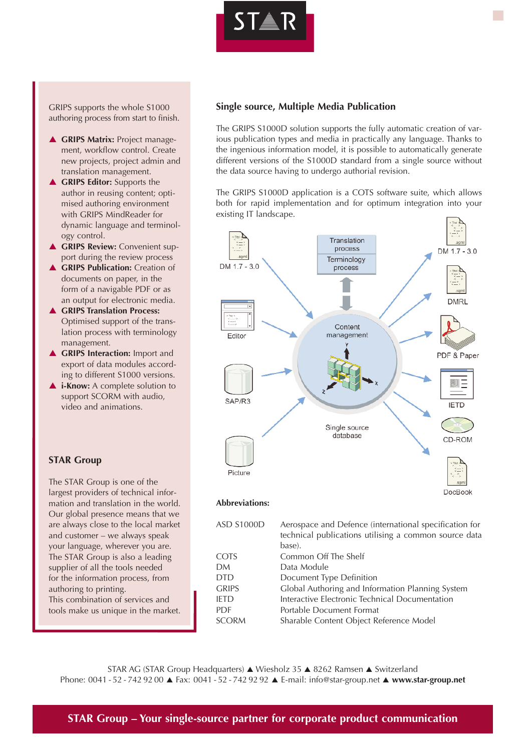GRIPS supports the whole S1000 authoring process from start to finish.

- ▲ **GRIPS Matrix:** Project management, workflow control. Create new projects, project admin and translation management.
- ▲ **GRIPS Editor:** Supports the author in reusing content; optimised authoring environment with GRIPS MindReader for dynamic language and terminology control.
- ▲ **GRIPS Review:** Convenient support during the review process
- ▲ **GRIPS Publication:** Creation of documents on paper, in the form of a navigable PDF or as an output for electronic media.
- ▲ **GRIPS Translation Process:** Optimised support of the translation process with terminology management.
- ▲ **GRIPS Interaction:** Import and export of data modules according to different S1000 versions.
- ▲ **i-Know:** A complete solution to support SCORM with audio, video and animations.

## STAR Group

The STAR Group is one of the largest providers of technical information and translation in the world. Our global presence means that we are always close to the local market and customer – we always speak your language, wherever you are. The STAR Group is also a leading supplier of all the tools needed for the information process, from authoring to printing.
This combination of services and tools make us unique in the market.

## Single source, Multiple Media Publication

The GRIPS S1000D solution supports the fully automatic creation of various publication types and media in practically any language. Thanks to the ingenious information model, it is possible to automatically generate different versions of the S1000D standard from a single source without the data source having to undergo authorial revision.

The GRIPS S1000D application is a COTS software suite, which allows both for rapid implementation and for optimum integration into your existing IT landscape.

DM 1.7 - 3.0
Editor
SAP/R3
Picture
Translation process
Terminology process
Content management
Single source database
DM 1.7 - 3.0
DMRL
PDF & Paper
IETD
CD-ROM
DocBook

**Abbreviations:**

| | |
|---|---|
| ASD S1000D | Aerospace and Defence (international specification for technical publications utilising a common source data base). |
| COTS | Common Off The Shelf |
| DM | Data Module |
| DTD | Document Type Definition |
| GRIPS | Global Authoring and Information Planning System |
| IETD | Interactive Electronic Technical Documentation |
| PDF | Portable Document Format |
| SCORM | Sharable Content Object Reference Model |

STAR AG (STAR Group Headquarters) ▲ Wiesholz 35 ▲ 8262 Ramsen ▲ Switzerland
Phone: 0041 - 52 - 742 92 00 ▲ Fax: 0041 - 52 - 742 92 92 ▲ E-mail: info@star-group.net ▲ **www.star-group.net**

**STAR Group – Your single-source partner for corporate product communication**